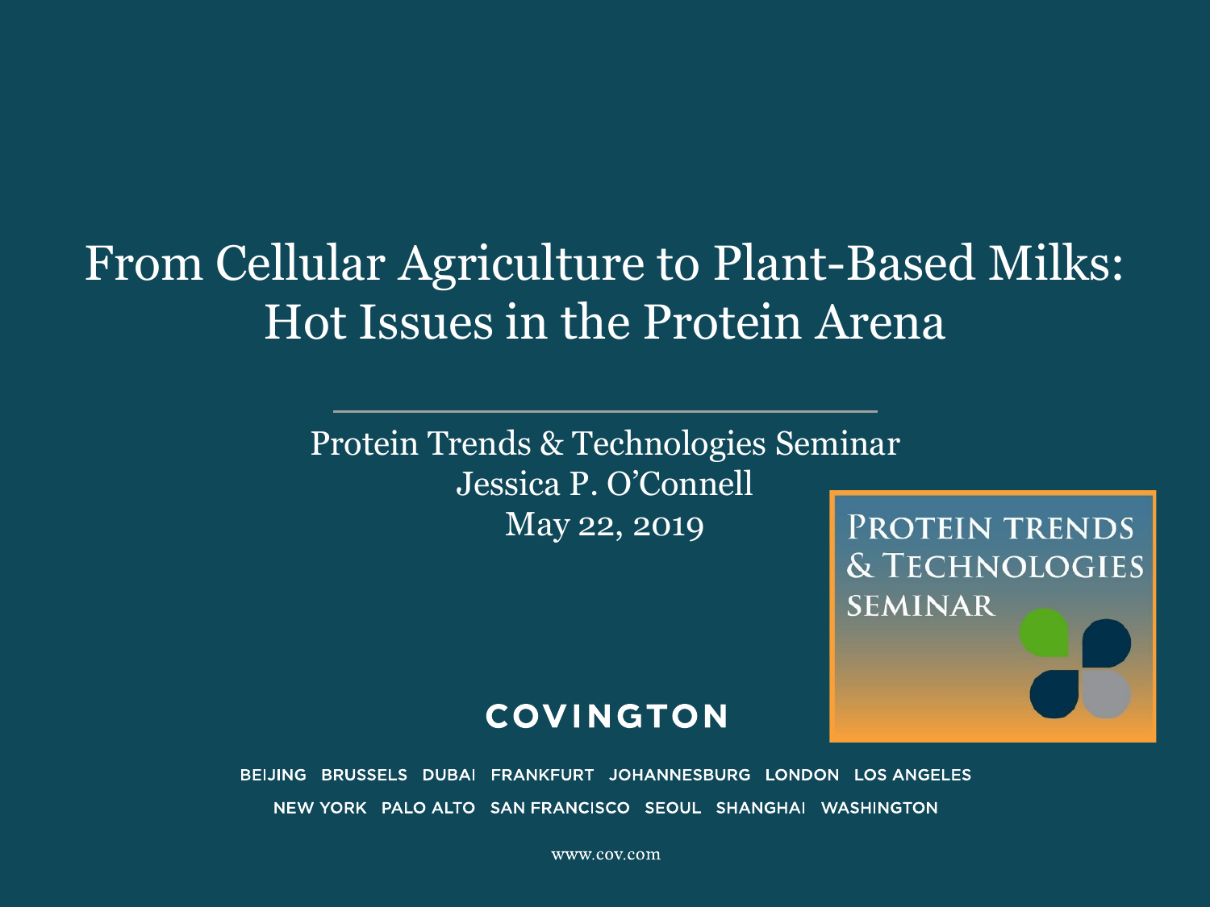# From Cellular Agriculture to Plant-Based Milks: Hot Issues in the Protein Arena

Protein Trends & Technologies Seminar

Jessica P. O'Connell

May 22, 2019

PROTEIN TRENDS & TECHNOLOGIES SEMINAR

COVINGTON

BEIJING BRUSSELS DUBAI FRANKFURT JOHANNESBURG LONDON LOS ANGELES

NEW YORK PALO ALTO SAN FRANCISCO SEOUL SHANGHAI WASHINGTON

www.cov.com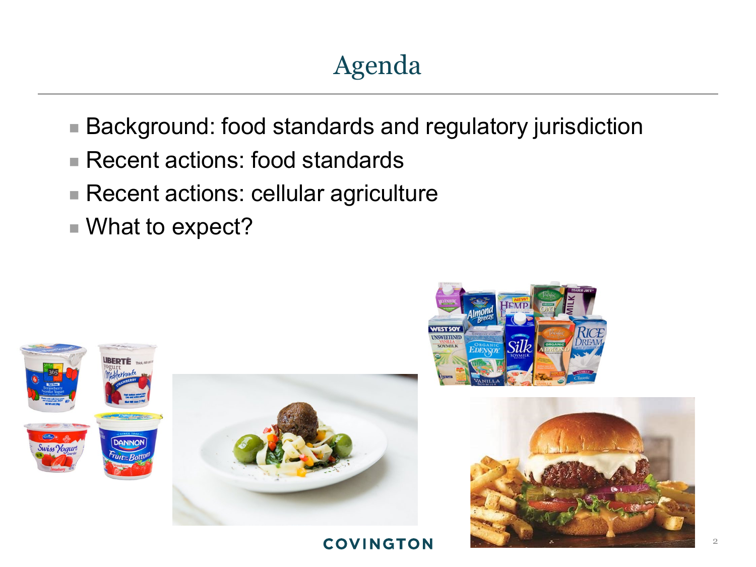# Agenda

- Background: food standards and regulatory jurisdiction
- Recent actions: food standards
- Recent actions: cellular agriculture
- What to expect?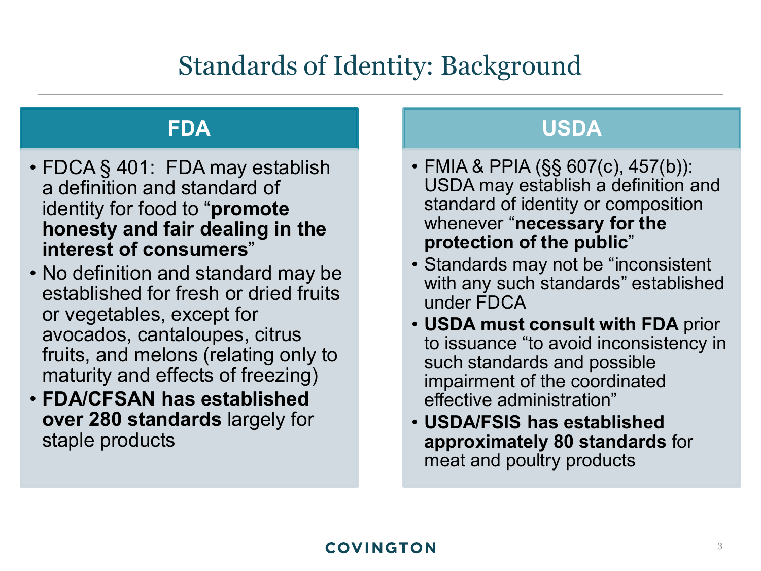# Standards of Identity: Background

## FDA

- FDCA § 401: FDA may establish a definition and standard of identity for food to "**promote honesty and fair dealing in the interest of consumers**"
- No definition and standard may be established for fresh or dried fruits or vegetables, except for avocados, cantaloupes, citrus fruits, and melons (relating only to maturity and effects of freezing)
- **FDA/CFSAN has established over 280 standards** largely for staple products

## USDA

- FMIA & PPIA (§§ 607(c), 457(b)): USDA may establish a definition and standard of identity or composition whenever "**necessary for the protection of the public**"
- Standards may not be "inconsistent with any such standards" established under FDCA
- **USDA must consult with FDA** prior to issuance "to avoid inconsistency in such standards and possible impairment of the coordinated effective administration"
- **USDA/FSIS has established approximately 80 standards** for meat and poultry products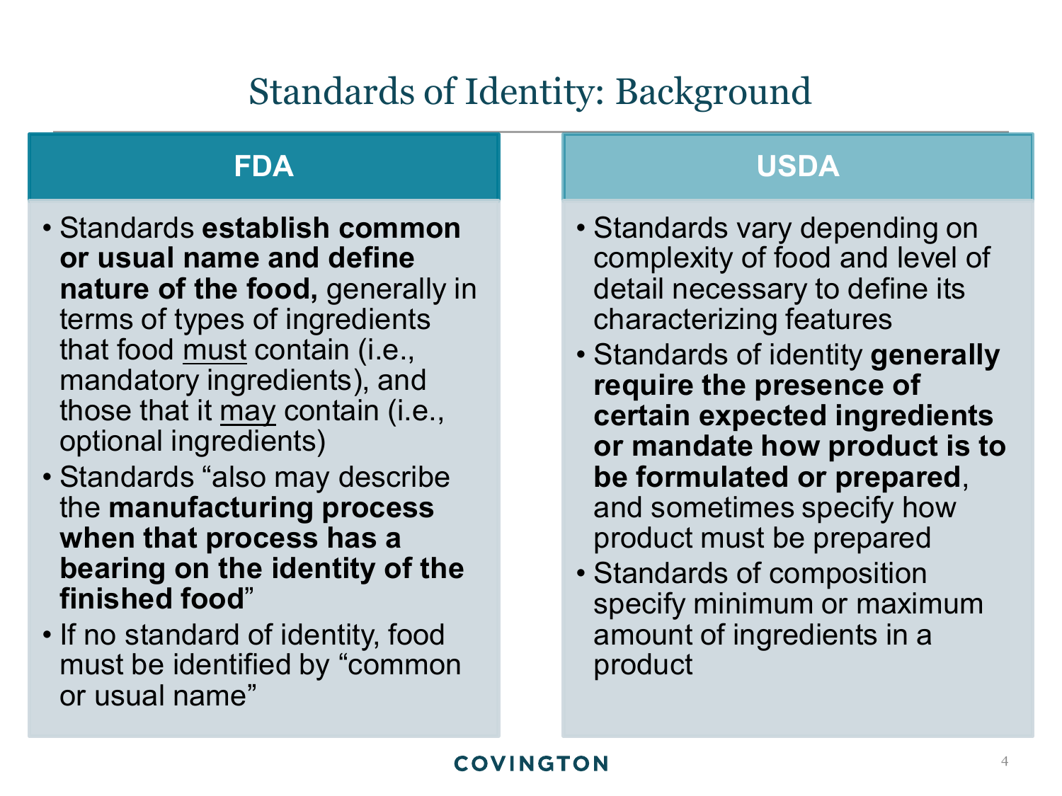# Standards of Identity: Background

## FDA

- Standards **establish common or usual name and define nature of the food,** generally in terms of types of ingredients that food must contain (i.e., mandatory ingredients), and those that it may contain (i.e., optional ingredients)
- Standards "also may describe the **manufacturing process when that process has a bearing on the identity of the finished food**"
- If no standard of identity, food must be identified by "common or usual name"

## USDA

- Standards vary depending on complexity of food and level of detail necessary to define its characterizing features
- Standards of identity **generally require the presence of certain expected ingredients or mandate how product is to be formulated or prepared**, and sometimes specify how product must be prepared
- Standards of composition specify minimum or maximum amount of ingredients in a product

COVINGTON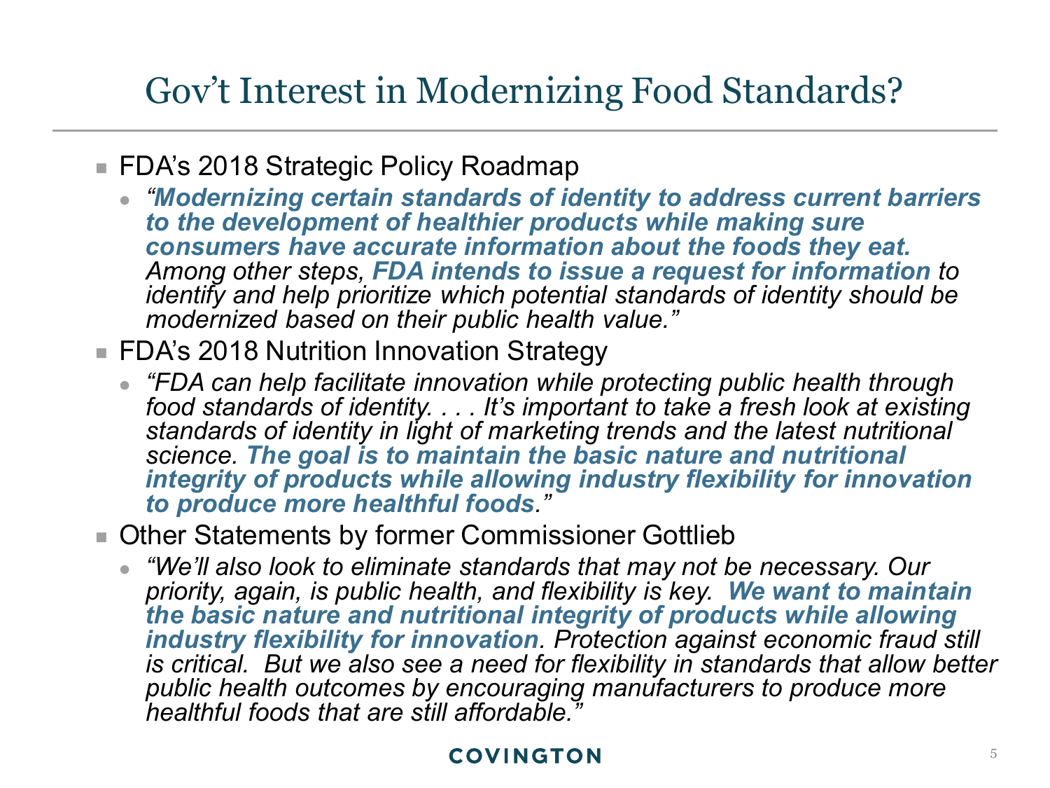# Gov't Interest in Modernizing Food Standards?

- FDA's 2018 Strategic Policy Roadmap
  - *"**Modernizing certain standards of identity to address current barriers to the development of healthier products while making sure consumers have accurate information about the foods they eat.** Among other steps, **FDA intends to issue a request for information** to identify and help prioritize which potential standards of identity should be modernized based on their public health value."*
- FDA's 2018 Nutrition Innovation Strategy
  - *"FDA can help facilitate innovation while protecting public health through food standards of identity. . . . It's important to take a fresh look at existing standards of identity in light of marketing trends and the latest nutritional science. **The goal is to maintain the basic nature and nutritional integrity of products while allowing industry flexibility for innovation to produce more healthful foods**."*
- Other Statements by former Commissioner Gottlieb
  - *"We'll also look to eliminate standards that may not be necessary. Our priority, again, is public health, and flexibility is key. **We want to maintain the basic nature and nutritional integrity of products while allowing industry flexibility for innovation**. Protection against economic fraud still is critical. But we also see a need for flexibility in standards that allow better public health outcomes by encouraging manufacturers to produce more healthful foods that are still affordable."*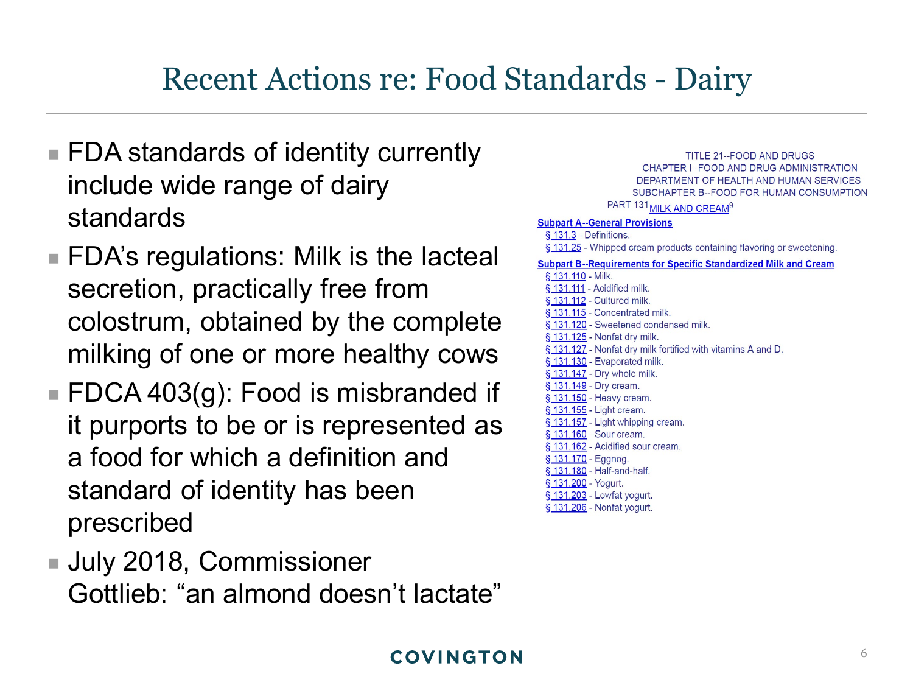# Recent Actions re: Food Standards - Dairy

- FDA standards of identity currently include wide range of dairy standards
- FDA's regulations: Milk is the lacteal secretion, practically free from colostrum, obtained by the complete milking of one or more healthy cows
- FDCA 403(g): Food is misbranded if it purports to be or is represented as a food for which a definition and standard of identity has been prescribed
- July 2018, Commissioner Gottlieb: "an almond doesn't lactate"

TITLE 21--FOOD AND DRUGS
CHAPTER I--FOOD AND DRUG ADMINISTRATION
DEPARTMENT OF HEALTH AND HUMAN SERVICES
SUBCHAPTER B--FOOD FOR HUMAN CONSUMPTION

PART 131 MILK AND CREAM[9]

**Subpart A--General Provisions**

- § 131.3 - Definitions.
- § 131.25 - Whipped cream products containing flavoring or sweetening.

**Subpart B--Requirements for Specific Standardized Milk and Cream**

- § 131.110 - Milk.
- § 131.111 - Acidified milk.
- § 131.112 - Cultured milk.
- § 131.115 - Concentrated milk.
- § 131.120 - Sweetened condensed milk.
- § 131.125 - Nonfat dry milk.
- § 131.127 - Nonfat dry milk fortified with vitamins A and D.
- § 131.130 - Evaporated milk.
- § 131.147 - Dry whole milk.
- § 131.149 - Dry cream.
- § 131.150 - Heavy cream.
- § 131.155 - Light cream.
- § 131.157 - Light whipping cream.
- § 131.160 - Sour cream.
- § 131.162 - Acidified sour cream.
- § 131.170 - Eggnog.
- § 131.180 - Half-and-half.
- § 131.200 - Yogurt.
- § 131.203 - Lowfat yogurt.
- § 131.206 - Nonfat yogurt.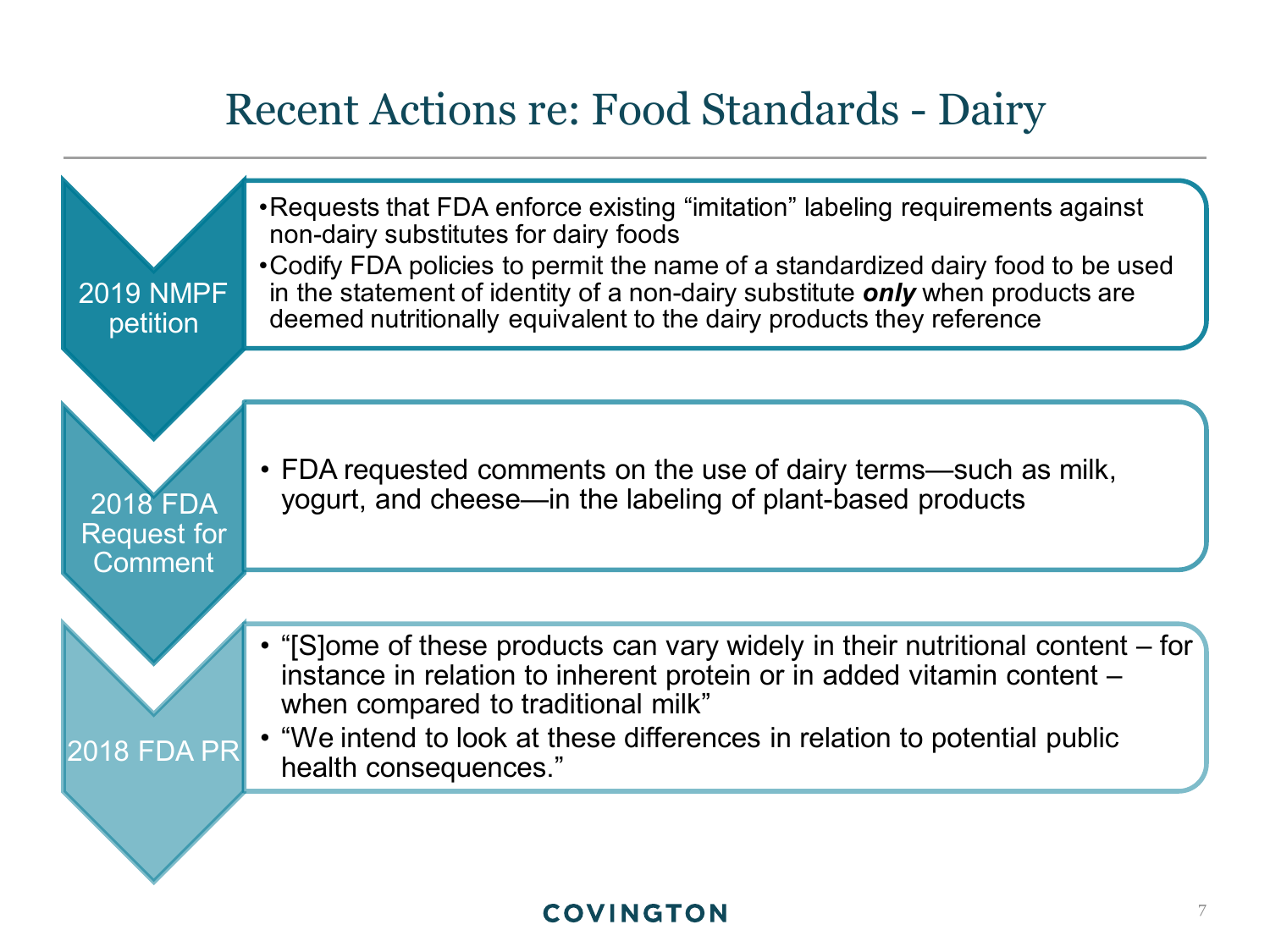# Recent Actions re: Food Standards - Dairy

**2019 NMPF petition**

- Requests that FDA enforce existing "imitation" labeling requirements against non-dairy substitutes for dairy foods
- Codify FDA policies to permit the name of a standardized dairy food to be used in the statement of identity of a non-dairy substitute ***only*** when products are deemed nutritionally equivalent to the dairy products they reference

**2018 FDA Request for Comment**

- FDA requested comments on the use of dairy terms—such as milk, yogurt, and cheese—in the labeling of plant-based products

**2018 FDA PR**

- "[S]ome of these products can vary widely in their nutritional content – for instance in relation to inherent protein or in added vitamin content – when compared to traditional milk"
- "We intend to look at these differences in relation to potential public health consequences."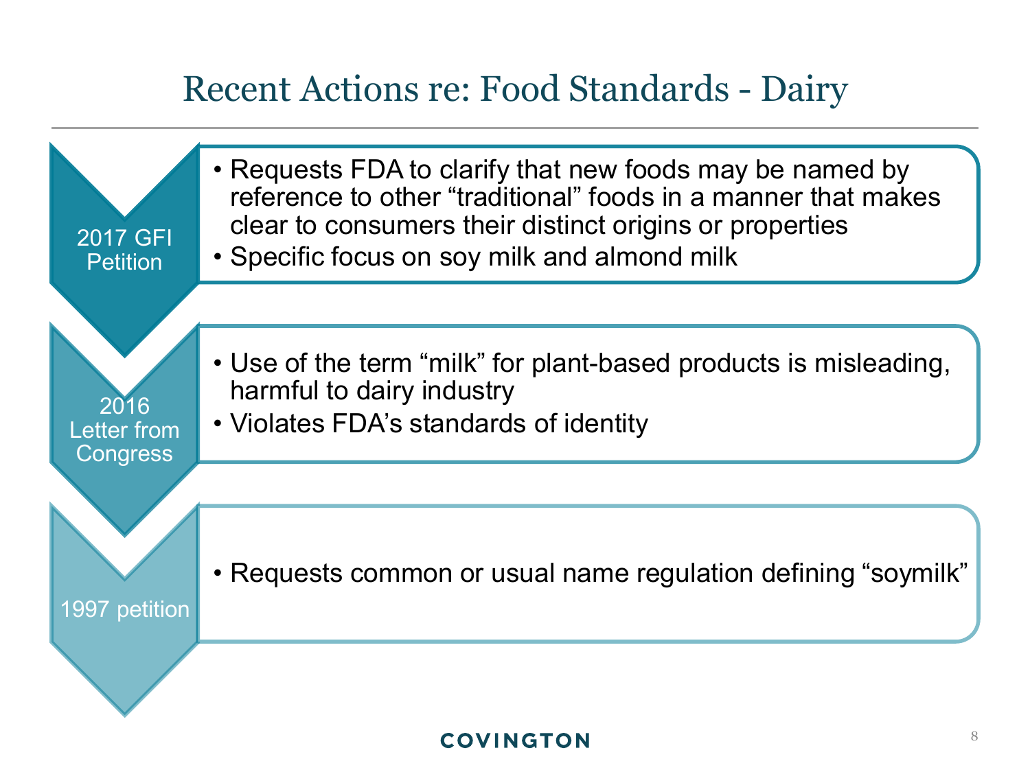# Recent Actions re: Food Standards - Dairy

### 2017 GFI Petition

- Requests FDA to clarify that new foods may be named by reference to other "traditional" foods in a manner that makes clear to consumers their distinct origins or properties
- Specific focus on soy milk and almond milk

### 2016 Letter from Congress

- Use of the term "milk" for plant-based products is misleading, harmful to dairy industry
- Violates FDA's standards of identity

### 1997 petition

- Requests common or usual name regulation defining "soymilk"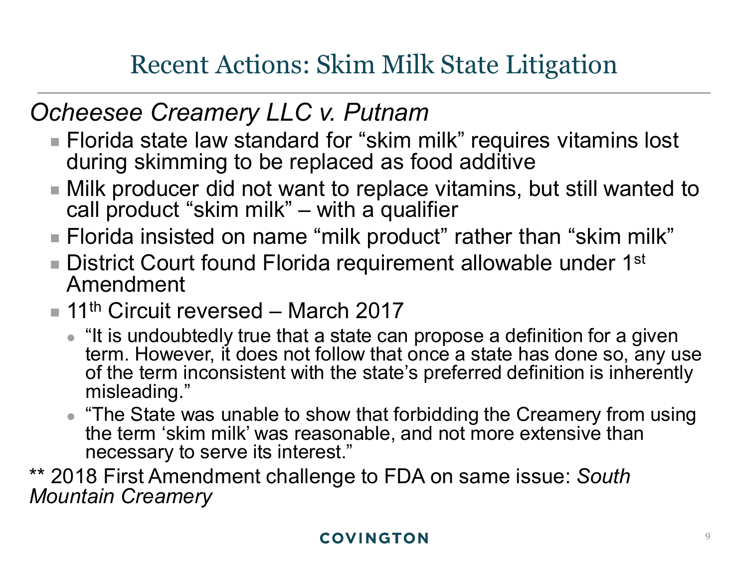# Recent Actions: Skim Milk State Litigation

*Ocheesee Creamery LLC v. Putnam*

- Florida state law standard for "skim milk" requires vitamins lost during skimming to be replaced as food additive
- Milk producer did not want to replace vitamins, but still wanted to call product "skim milk" – with a qualifier
- Florida insisted on name "milk product" rather than "skim milk"
- District Court found Florida requirement allowable under 1st Amendment
- 11th Circuit reversed – March 2017
  - "It is undoubtedly true that a state can propose a definition for a given term. However, it does not follow that once a state has done so, any use of the term inconsistent with the state's preferred definition is inherently misleading."
  - "The State was unable to show that forbidding the Creamery from using the term 'skim milk' was reasonable, and not more extensive than necessary to serve its interest."

** 2018 First Amendment challenge to FDA on same issue: *South Mountain Creamery*

COVINGTON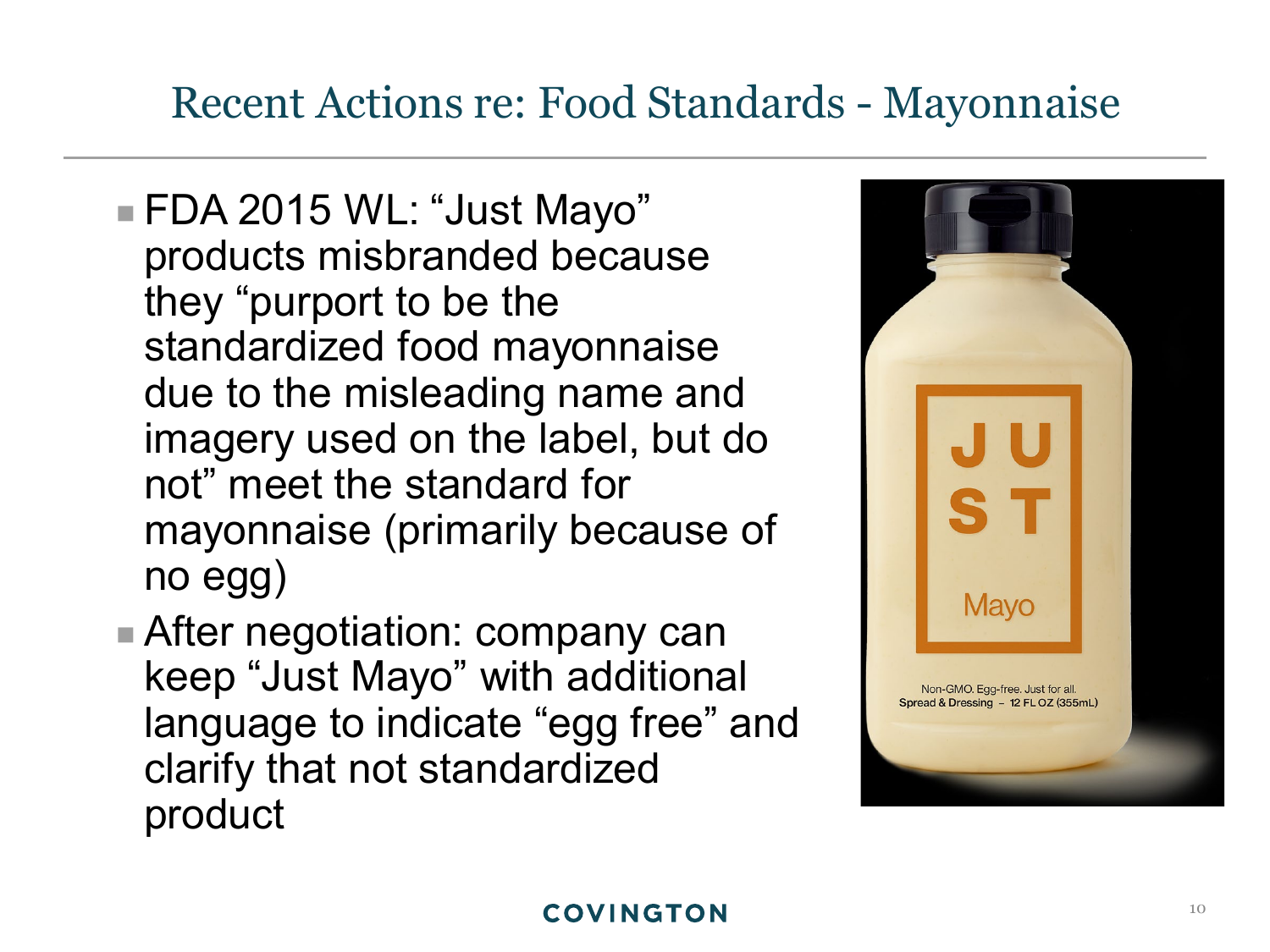# Recent Actions re: Food Standards - Mayonnaise

- FDA 2015 WL: "Just Mayo" products misbranded because they "purport to be the standardized food mayonnaise due to the misleading name and imagery used on the label, but do not" meet the standard for mayonnaise (primarily because of no egg)
- After negotiation: company can keep "Just Mayo" with additional language to indicate "egg free" and clarify that not standardized product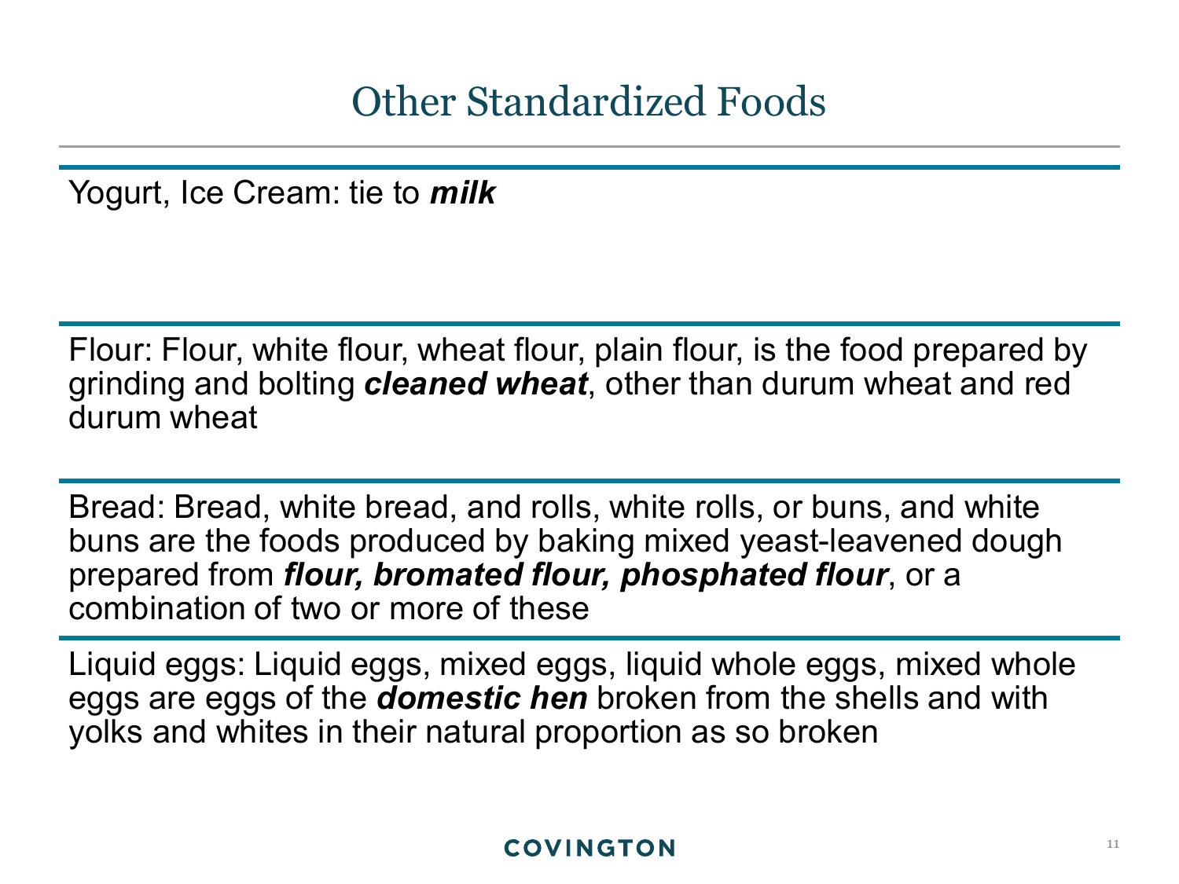# Other Standardized Foods

Yogurt, Ice Cream: tie to ***milk***

Flour: Flour, white flour, wheat flour, plain flour, is the food prepared by grinding and bolting ***cleaned wheat***, other than durum wheat and red durum wheat

Bread: Bread, white bread, and rolls, white rolls, or buns, and white buns are the foods produced by baking mixed yeast-leavened dough prepared from ***flour, bromated flour, phosphated flour***, or a combination of two or more of these

Liquid eggs: Liquid eggs, mixed eggs, liquid whole eggs, mixed whole eggs are eggs of the ***domestic hen*** broken from the shells and with yolks and whites in their natural proportion as so broken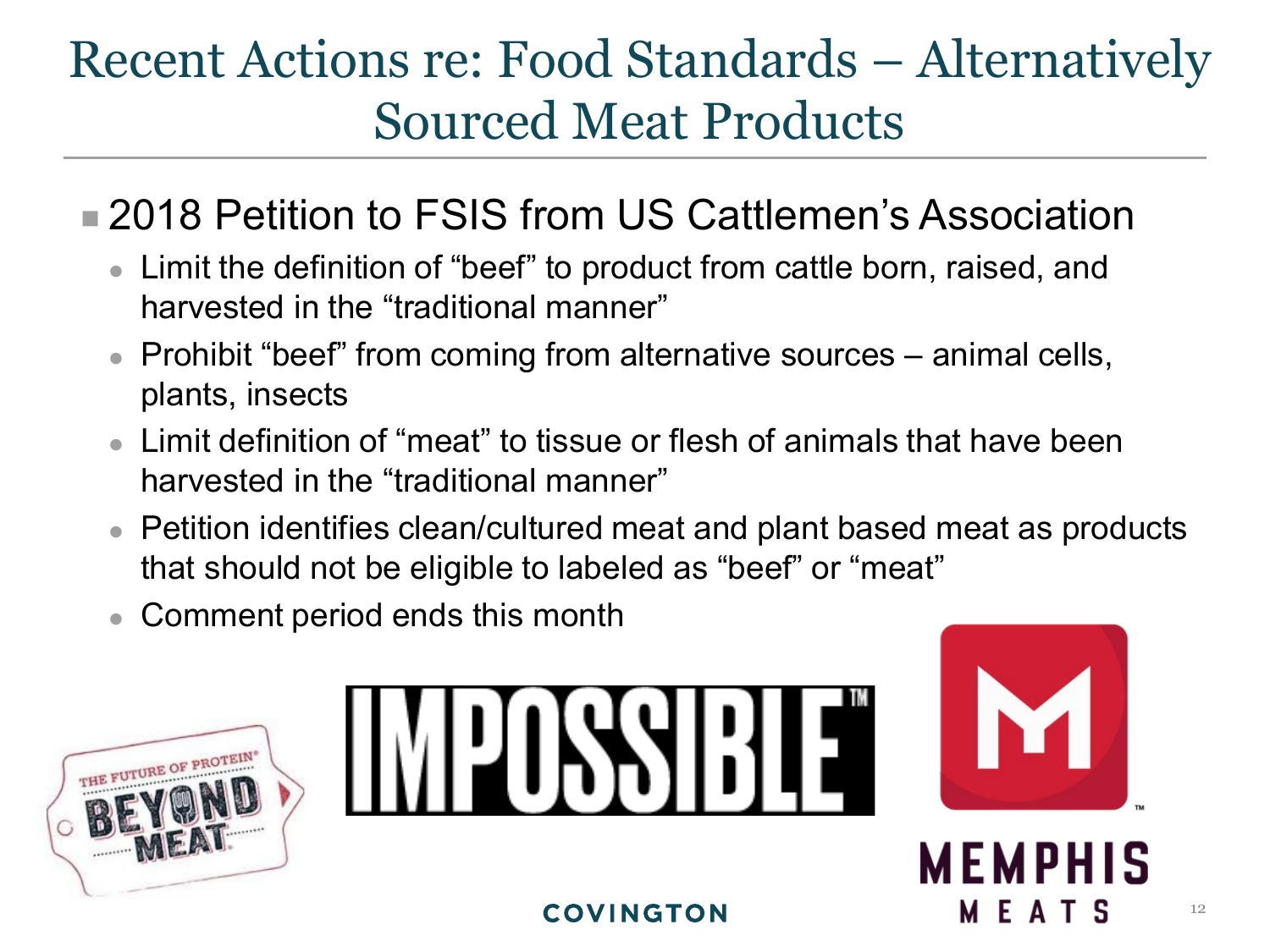# Recent Actions re: Food Standards – Alternatively Sourced Meat Products

- 2018 Petition to FSIS from US Cattlemen's Association
  - Limit the definition of "beef" to product from cattle born, raised, and harvested in the "traditional manner"
  - Prohibit "beef" from coming from alternative sources – animal cells, plants, insects
  - Limit definition of "meat" to tissue or flesh of animals that have been harvested in the "traditional manner"
  - Petition identifies clean/cultured meat and plant based meat as products that should not be eligible to labeled as "beef" or "meat"
  - Comment period ends this month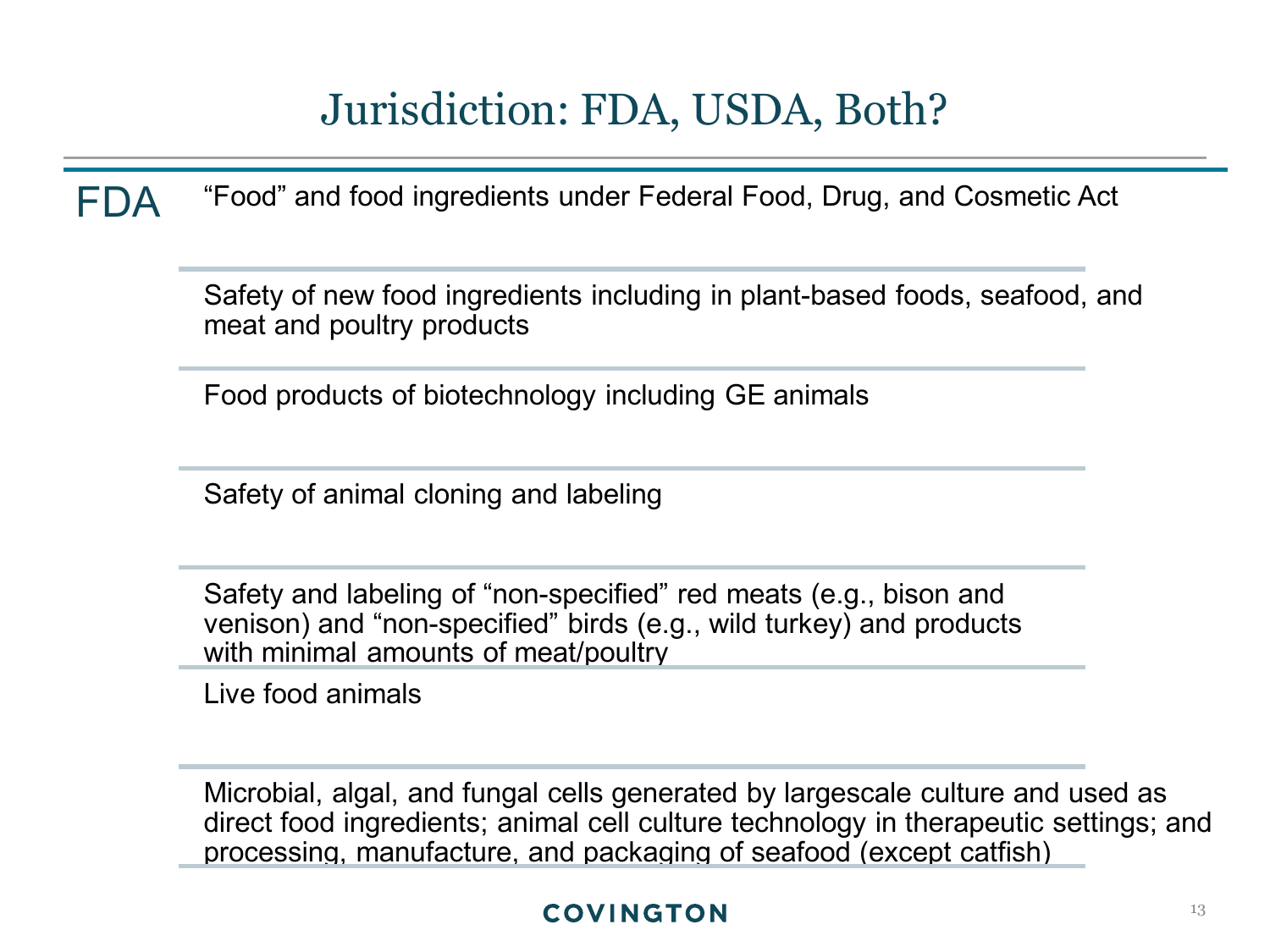# Jurisdiction: FDA, USDA, Both?

**FDA**

- "Food" and food ingredients under Federal Food, Drug, and Cosmetic Act
- Safety of new food ingredients including in plant-based foods, seafood, and meat and poultry products
- Food products of biotechnology including GE animals
- Safety of animal cloning and labeling
- Safety and labeling of "non-specified" red meats (e.g., bison and venison) and "non-specified" birds (e.g., wild turkey) and products with minimal amounts of meat/poultry
- Live food animals
- Microbial, algal, and fungal cells generated by largescale culture and used as direct food ingredients; animal cell culture technology in therapeutic settings; and processing, manufacture, and packaging of seafood (except catfish)

COVINGTON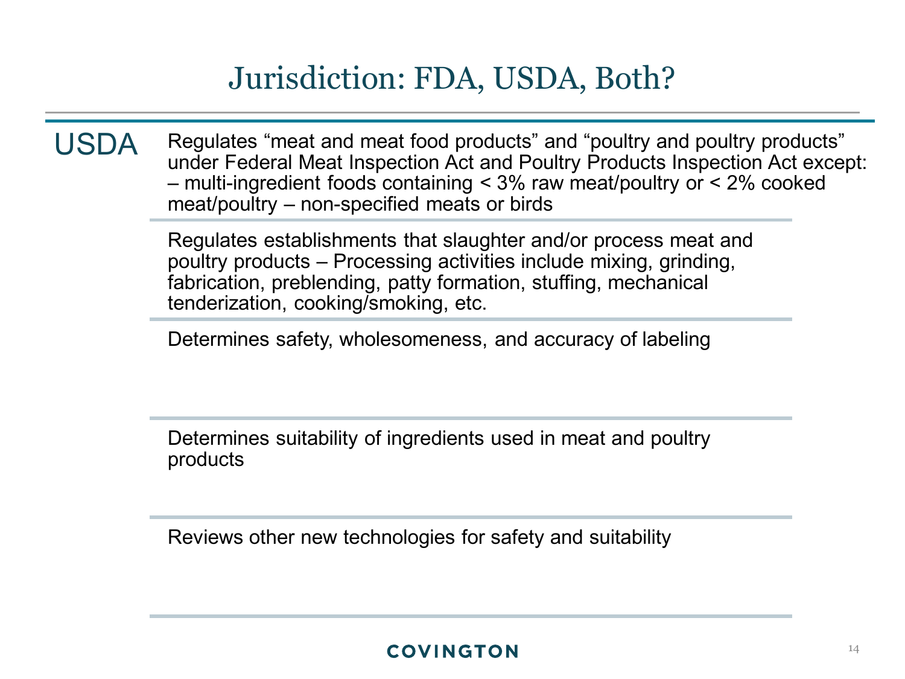# Jurisdiction: FDA, USDA, Both?

**USDA**

- Regulates "meat and meat food products" and "poultry and poultry products" under Federal Meat Inspection Act and Poultry Products Inspection Act except: – multi-ingredient foods containing < 3% raw meat/poultry or < 2% cooked meat/poultry – non-specified meats or birds
- Regulates establishments that slaughter and/or process meat and poultry products – Processing activities include mixing, grinding, fabrication, preblending, patty formation, stuffing, mechanical tenderization, cooking/smoking, etc.
- Determines safety, wholesomeness, and accuracy of labeling
- Determines suitability of ingredients used in meat and poultry products
- Reviews other new technologies for safety and suitability

COVINGTON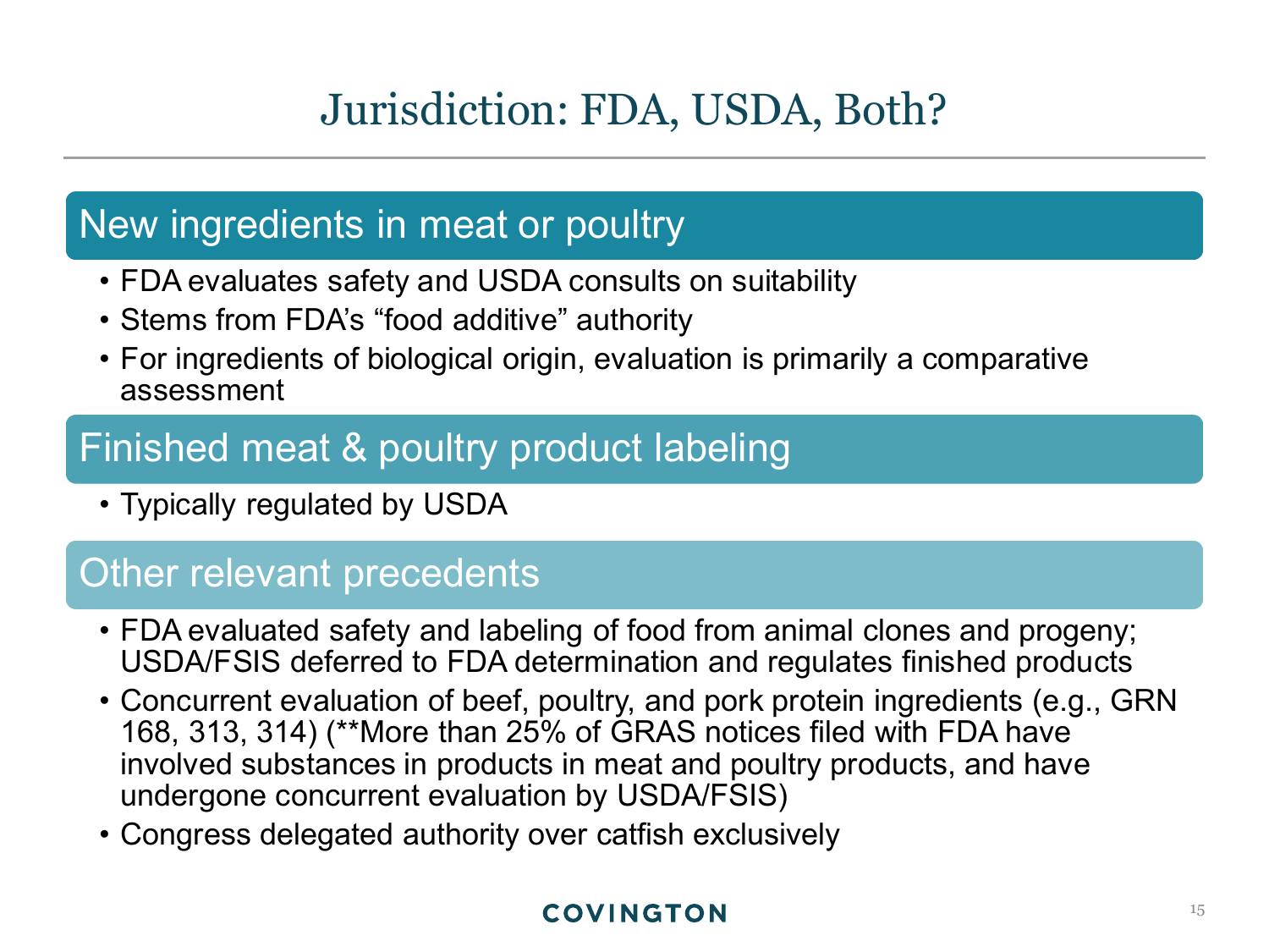# Jurisdiction: FDA, USDA, Both?

## New ingredients in meat or poultry

- FDA evaluates safety and USDA consults on suitability
- Stems from FDA's "food additive" authority
- For ingredients of biological origin, evaluation is primarily a comparative assessment

## Finished meat & poultry product labeling

- Typically regulated by USDA

## Other relevant precedents

- FDA evaluated safety and labeling of food from animal clones and progeny; USDA/FSIS deferred to FDA determination and regulates finished products
- Concurrent evaluation of beef, poultry, and pork protein ingredients (e.g., GRN 168, 313, 314) (**More than 25% of GRAS notices filed with FDA have involved substances in products in meat and poultry products, and have undergone concurrent evaluation by USDA/FSIS)
- Congress delegated authority over catfish exclusively

COVINGTON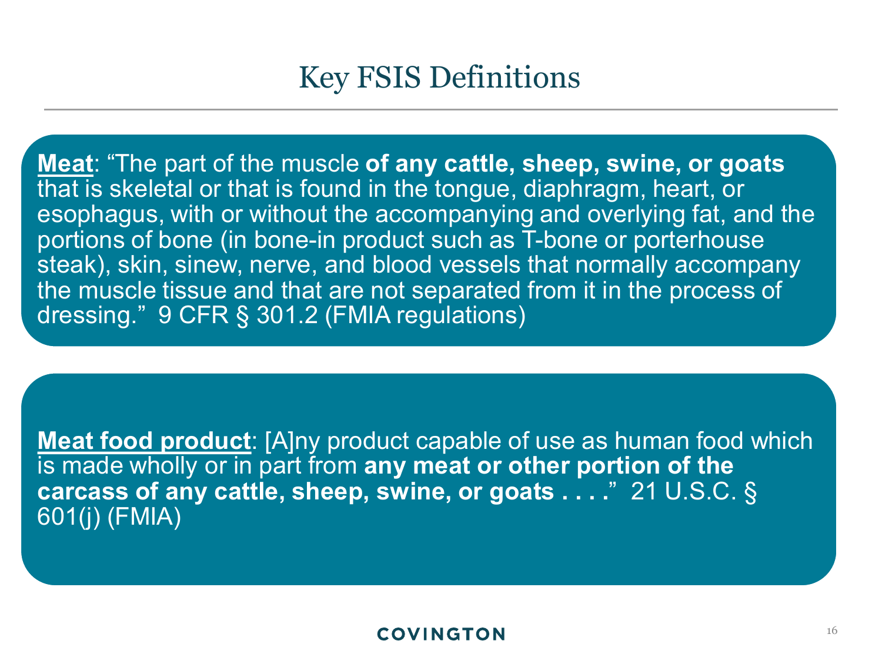# Key FSIS Definitions

**Meat**: "The part of the muscle **of any cattle, sheep, swine, or goats** that is skeletal or that is found in the tongue, diaphragm, heart, or esophagus, with or without the accompanying and overlying fat, and the portions of bone (in bone-in product such as T-bone or porterhouse steak), skin, sinew, nerve, and blood vessels that normally accompany the muscle tissue and that are not separated from it in the process of dressing." 9 CFR § 301.2 (FMIA regulations)

**Meat food product**: [A]ny product capable of use as human food which is made wholly or in part from **any meat or other portion of the carcass of any cattle, sheep, swine, or goats . . . .**" 21 U.S.C. § 601(j) (FMIA)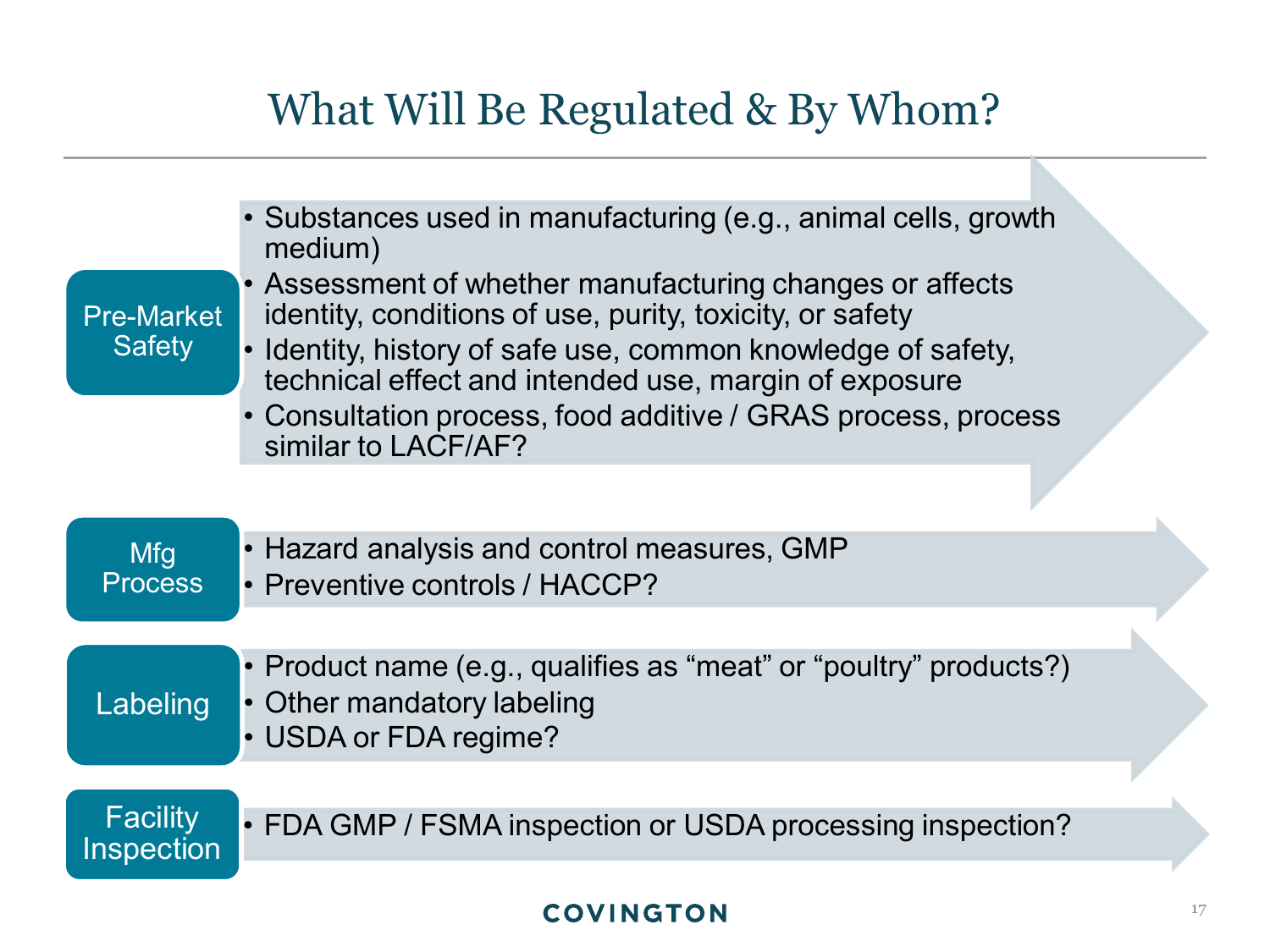# What Will Be Regulated & By Whom?

**Pre-Market Safety**

- Substances used in manufacturing (e.g., animal cells, growth medium)
- Assessment of whether manufacturing changes or affects identity, conditions of use, purity, toxicity, or safety
- Identity, history of safe use, common knowledge of safety, technical effect and intended use, margin of exposure
- Consultation process, food additive / GRAS process, process similar to LACF/AF?

**Mfg Process**

- Hazard analysis and control measures, GMP
- Preventive controls / HACCP?

**Labeling**

- Product name (e.g., qualifies as “meat” or “poultry” products?)
- Other mandatory labeling
- USDA or FDA regime?

**Facility Inspection**

- FDA GMP / FSMA inspection or USDA processing inspection?

COVINGTON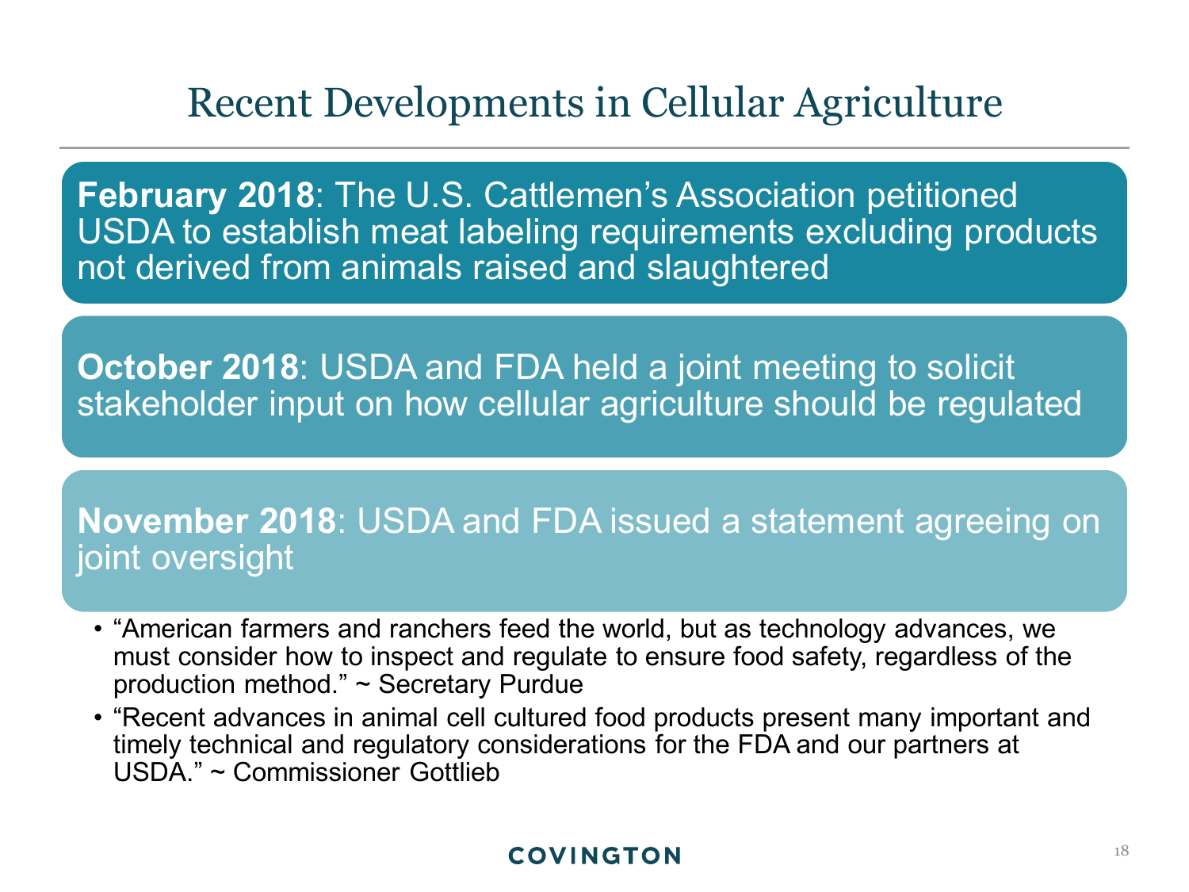# Recent Developments in Cellular Agriculture

**February 2018**: The U.S. Cattlemen's Association petitioned USDA to establish meat labeling requirements excluding products not derived from animals raised and slaughtered

**October 2018**: USDA and FDA held a joint meeting to solicit stakeholder input on how cellular agriculture should be regulated

**November 2018**: USDA and FDA issued a statement agreeing on joint oversight

- "American farmers and ranchers feed the world, but as technology advances, we must consider how to inspect and regulate to ensure food safety, regardless of the production method." ~ Secretary Purdue
- "Recent advances in animal cell cultured food products present many important and timely technical and regulatory considerations for the FDA and our partners at USDA." ~ Commissioner Gottlieb

COVINGTON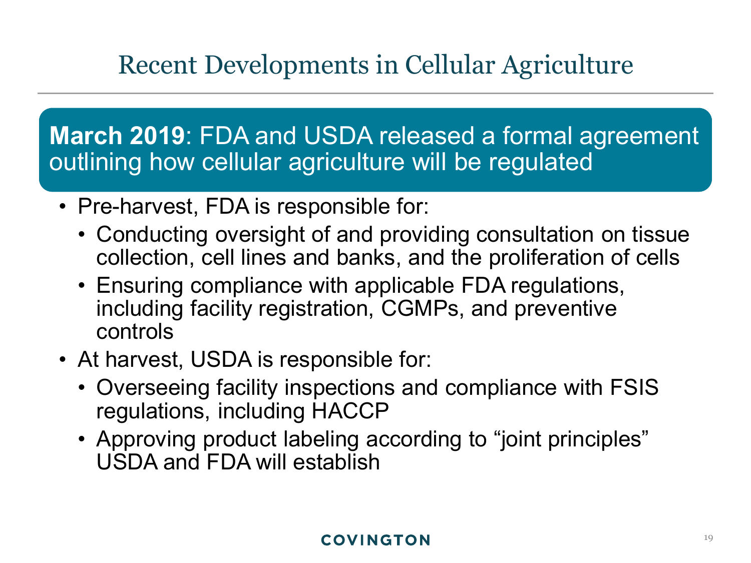# Recent Developments in Cellular Agriculture

**March 2019**: FDA and USDA released a formal agreement outlining how cellular agriculture will be regulated

- Pre-harvest, FDA is responsible for:
  - Conducting oversight of and providing consultation on tissue collection, cell lines and banks, and the proliferation of cells
  - Ensuring compliance with applicable FDA regulations, including facility registration, CGMPs, and preventive controls
- At harvest, USDA is responsible for:
  - Overseeing facility inspections and compliance with FSIS regulations, including HACCP
  - Approving product labeling according to "joint principles" USDA and FDA will establish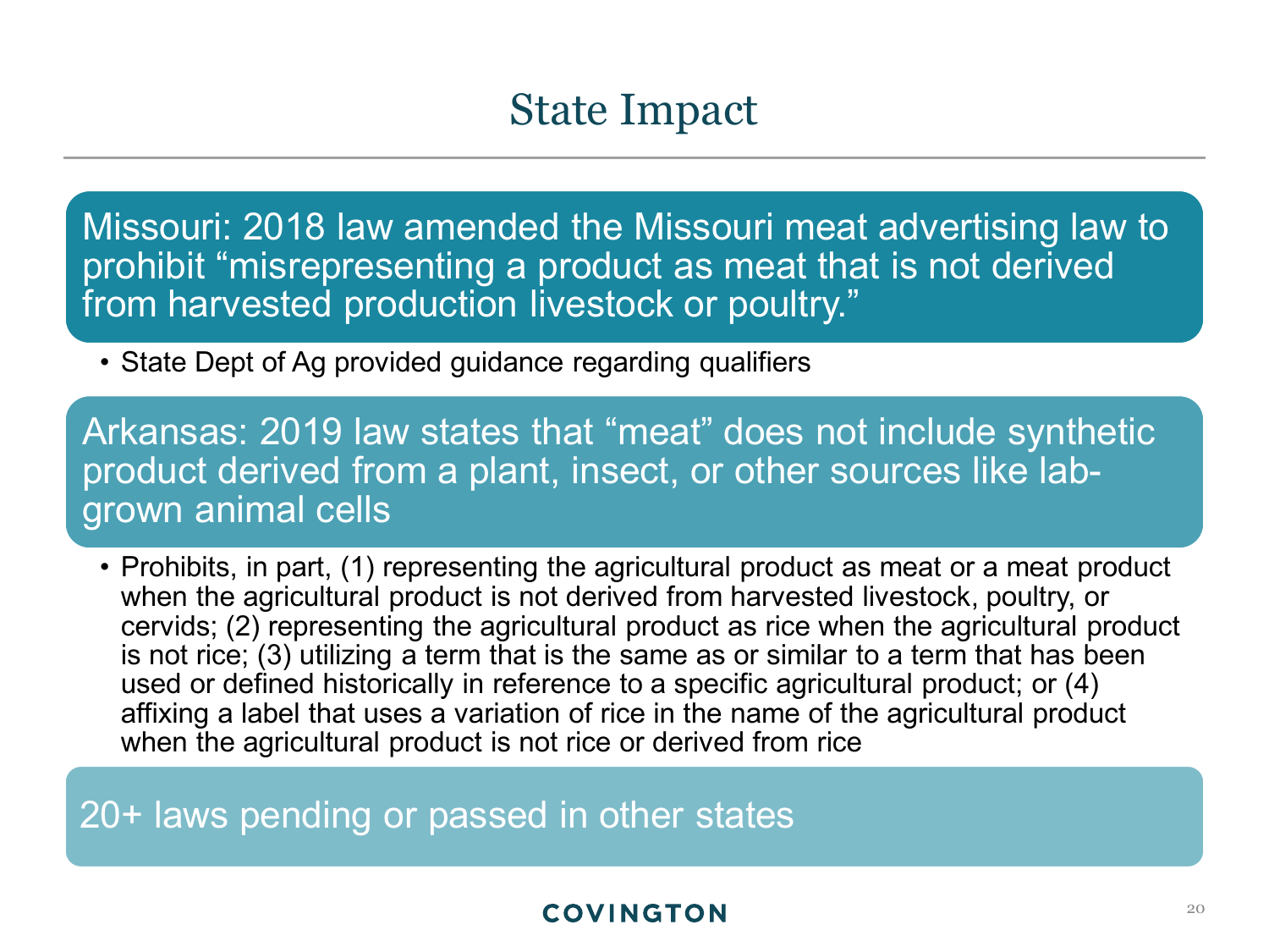# State Impact

**Missouri: 2018 law amended the Missouri meat advertising law to prohibit "misrepresenting a product as meat that is not derived from harvested production livestock or poultry."**

- State Dept of Ag provided guidance regarding qualifiers

**Arkansas: 2019 law states that "meat" does not include synthetic product derived from a plant, insect, or other sources like lab-grown animal cells**

- Prohibits, in part, (1) representing the agricultural product as meat or a meat product when the agricultural product is not derived from harvested livestock, poultry, or cervids; (2) representing the agricultural product as rice when the agricultural product is not rice; (3) utilizing a term that is the same as or similar to a term that has been used or defined historically in reference to a specific agricultural product; or (4) affixing a label that uses a variation of rice in the name of the agricultural product when the agricultural product is not rice or derived from rice

**20+ laws pending or passed in other states**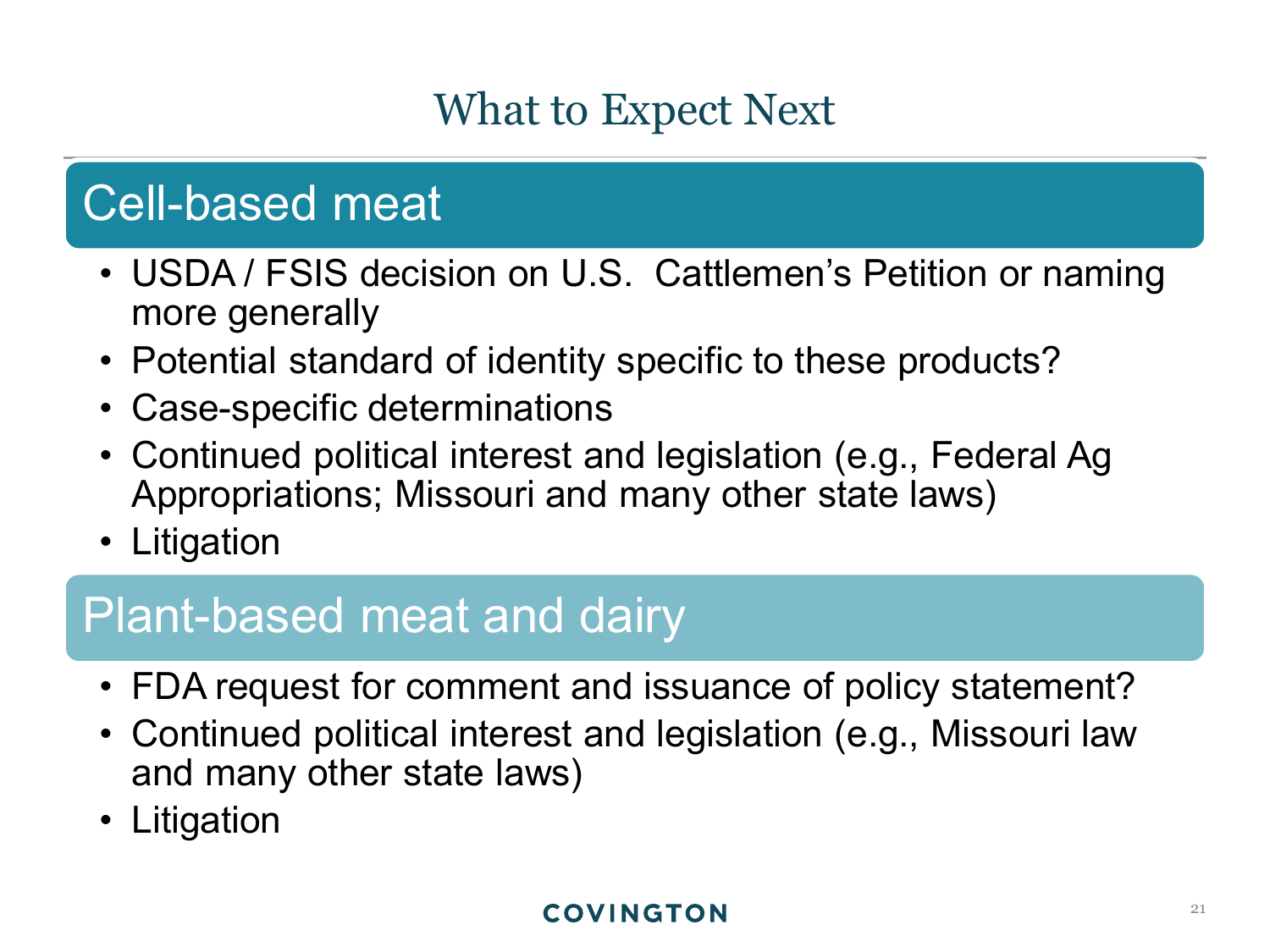# What to Expect Next

## Cell-based meat

- USDA / FSIS decision on U.S. Cattlemen's Petition or naming more generally
- Potential standard of identity specific to these products?
- Case-specific determinations
- Continued political interest and legislation (e.g., Federal Ag Appropriations; Missouri and many other state laws)
- Litigation

## Plant-based meat and dairy

- FDA request for comment and issuance of policy statement?
- Continued political interest and legislation (e.g., Missouri law and many other state laws)
- Litigation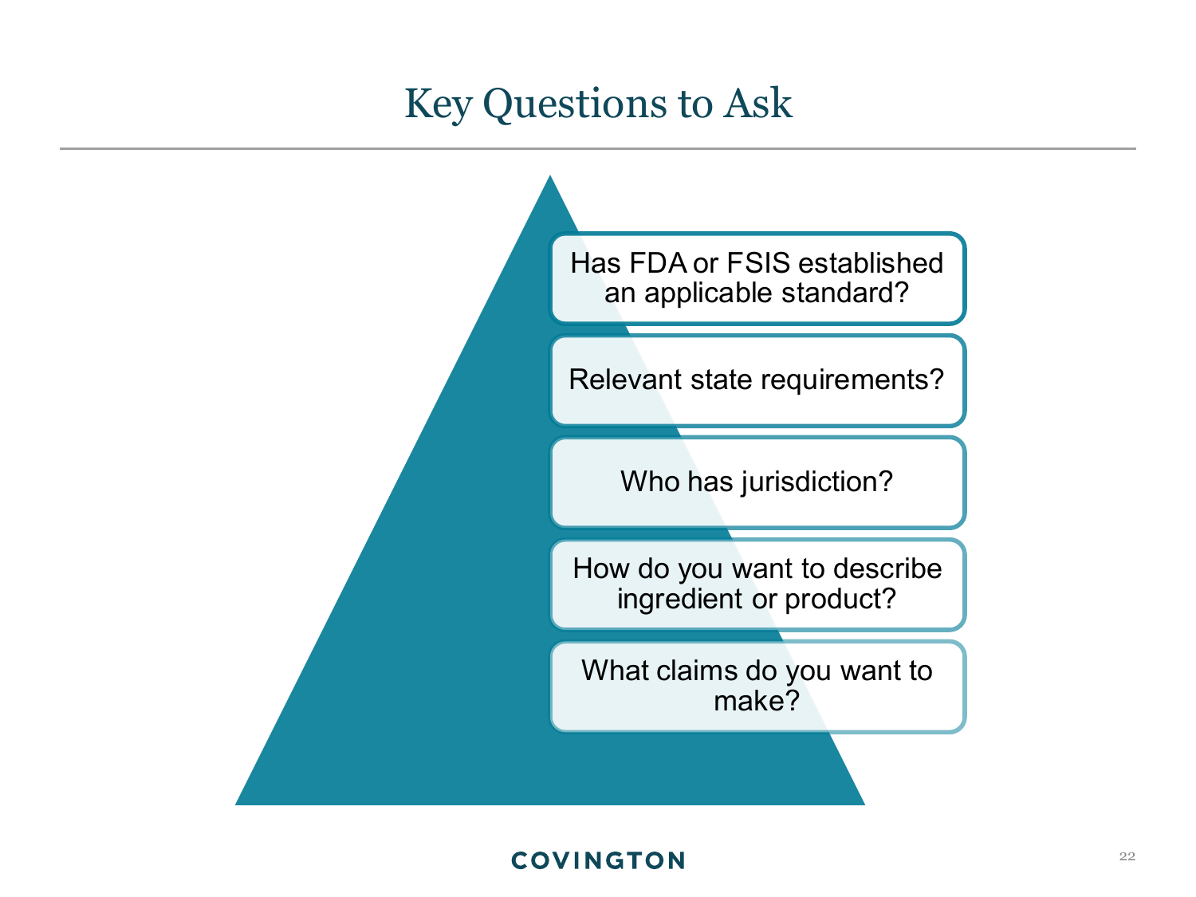# Key Questions to Ask

- Has FDA or FSIS established an applicable standard?
- Relevant state requirements?
- Who has jurisdiction?
- How do you want to describe ingredient or product?
- What claims do you want to make?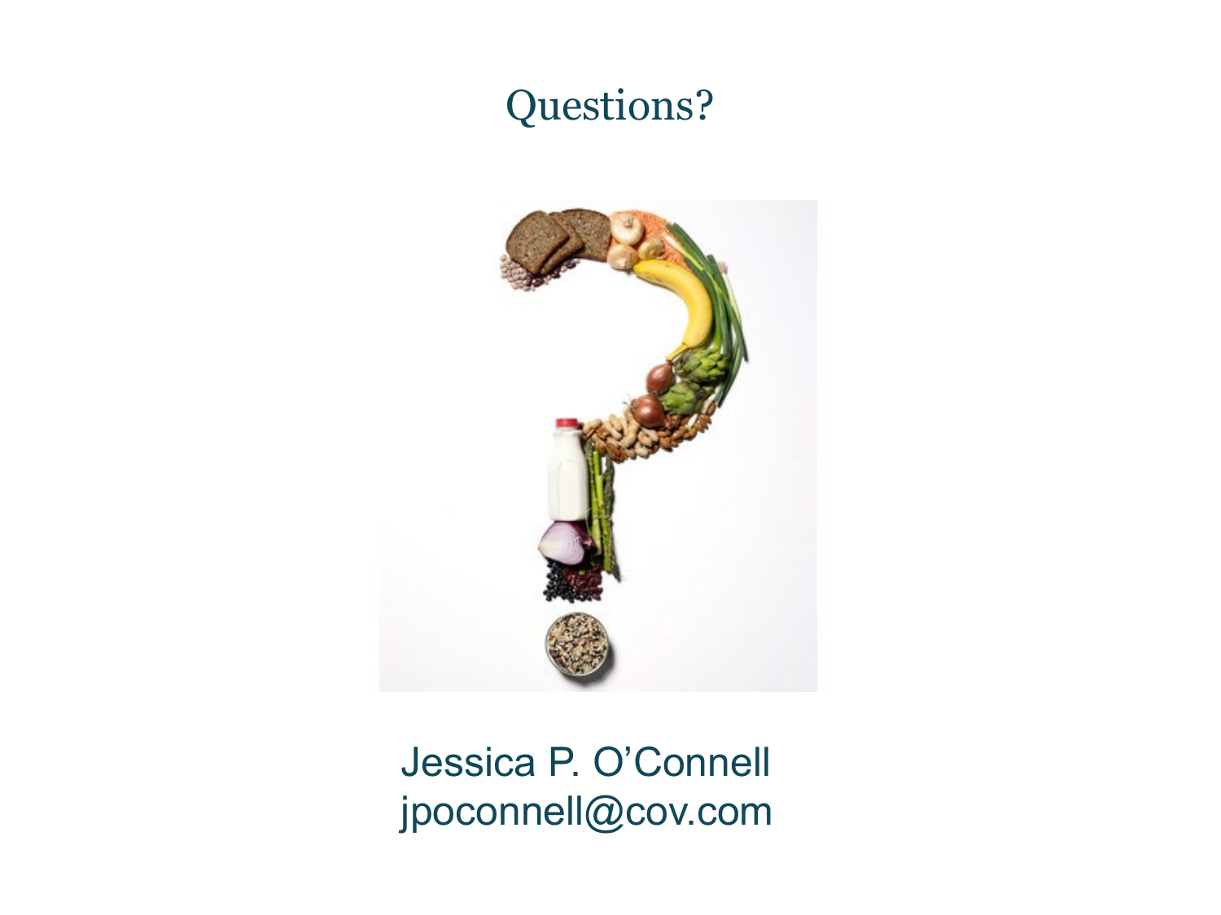# Questions?

Jessica P. O’Connell
jpoconnell@cov.com